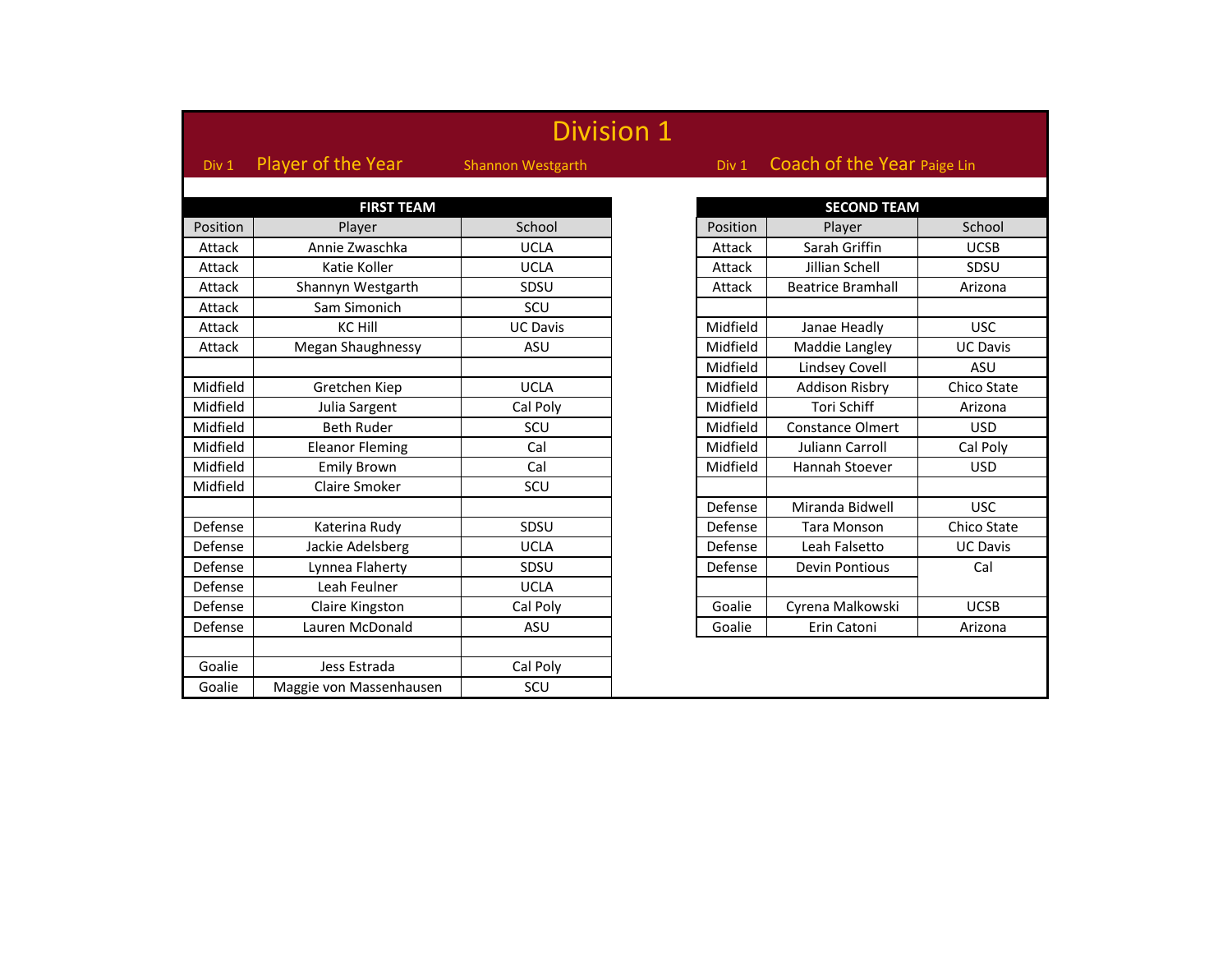# Division 1

Div 1 **Player of the Year** Shannon Westgarth

Div 1 **Coach of the Year** Paige Lin

**FIRST TEAM**

| Position | Player | School |
|---|---|---|
| Attack | Annie Zwaschka | UCLA |
| Attack | Katie Koller | UCLA |
| Attack | Shannyn Westgarth | SDSU |
| Attack | Sam Simonich | SCU |
| Attack | KC Hill | UC Davis |
| Attack | Megan Shaughnessy | ASU |
| | | |
| Midfield | Gretchen Kiep | UCLA |
| Midfield | Julia Sargent | Cal Poly |
| Midfield | Beth Ruder | SCU |
| Midfield | Eleanor Fleming | Cal |
| Midfield | Emily Brown | Cal |
| Midfield | Claire Smoker | SCU |
| | | |
| Defense | Katerina Rudy | SDSU |
| Defense | Jackie Adelsberg | UCLA |
| Defense | Lynnea Flaherty | SDSU |
| Defense | Leah Feulner | UCLA |
| Defense | Claire Kingston | Cal Poly |
| Defense | Lauren McDonald | ASU |
| | | |
| Goalie | Jess Estrada | Cal Poly |
| Goalie | Maggie von Massenhausen | SCU |

**SECOND TEAM**

| Position | Player | School |
|---|---|---|
| Attack | Sarah Griffin | UCSB |
| Attack | Jillian Schell | SDSU |
| Attack | Beatrice Bramhall | Arizona |
| | | |
| Midfield | Janae Headly | USC |
| Midfield | Maddie Langley | UC Davis |
| Midfield | Lindsey Covell | ASU |
| Midfield | Addison Risbry | Chico State |
| Midfield | Tori Schiff | Arizona |
| Midfield | Constance Olmert | USD |
| Midfield | Juliann Carroll | Cal Poly |
| Midfield | Hannah Stoever | USD |
| | | |
| Defense | Miranda Bidwell | USC |
| Defense | Tara Monson | Chico State |
| Defense | Leah Falsetto | UC Davis |
| Defense | Devin Pontious | Cal |
| | | |
| Goalie | Cyrena Malkowski | UCSB |
| Goalie | Erin Catoni | Arizona |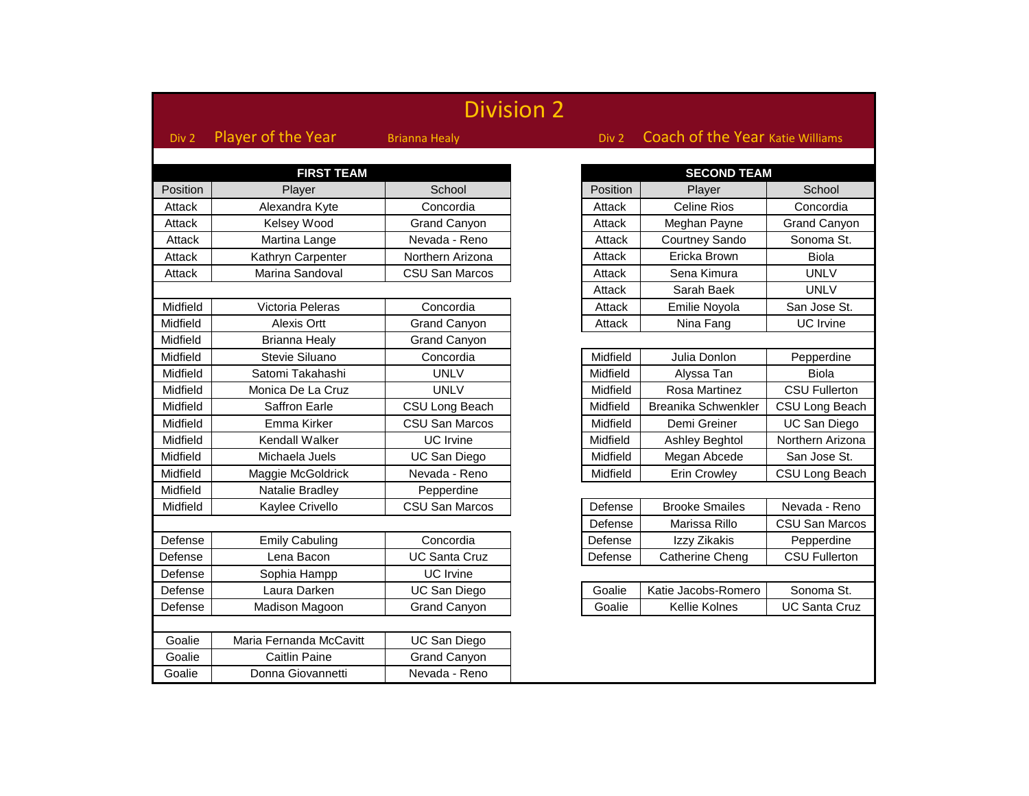# Division 2

Div 2 **Player of the Year** Brianna Healy

Div 2 **Coach of the Year** Katie Williams

## FIRST TEAM

| Position | Player | School |
|---|---|---|
| Attack | Alexandra Kyte | Concordia |
| Attack | Kelsey Wood | Grand Canyon |
| Attack | Martina Lange | Nevada - Reno |
| Attack | Kathryn Carpenter | Northern Arizona |
| Attack | Marina Sandoval | CSU San Marcos |
| Midfield | Victoria Peleras | Concordia |
| Midfield | Alexis Ortt | Grand Canyon |
| Midfield | Brianna Healy | Grand Canyon |
| Midfield | Stevie Siluano | Concordia |
| Midfield | Satomi Takahashi | UNLV |
| Midfield | Monica De La Cruz | UNLV |
| Midfield | Saffron Earle | CSU Long Beach |
| Midfield | Emma Kirker | CSU San Marcos |
| Midfield | Kendall Walker | UC Irvine |
| Midfield | Michaela Juels | UC San Diego |
| Midfield | Maggie McGoldrick | Nevada - Reno |
| Midfield | Natalie Bradley | Pepperdine |
| Midfield | Kaylee Crivello | CSU San Marcos |
| Defense | Emily Cabuling | Concordia |
| Defense | Lena Bacon | UC Santa Cruz |
| Defense | Sophia Hampp | UC Irvine |
| Defense | Laura Darken | UC San Diego |
| Defense | Madison Magoon | Grand Canyon |
| Goalie | Maria Fernanda McCavitt | UC San Diego |
| Goalie | Caitlin Paine | Grand Canyon |
| Goalie | Donna Giovannetti | Nevada - Reno |

## SECOND TEAM

| Position | Player | School |
|---|---|---|
| Attack | Celine Rios | Concordia |
| Attack | Meghan Payne | Grand Canyon |
| Attack | Courtney Sando | Sonoma St. |
| Attack | Ericka Brown | Biola |
| Attack | Sena Kimura | UNLV |
| Attack | Sarah Baek | UNLV |
| Attack | Emilie Noyola | San Jose St. |
| Attack | Nina Fang | UC Irvine |
| Midfield | Julia Donlon | Pepperdine |
| Midfield | Alyssa Tan | Biola |
| Midfield | Rosa Martinez | CSU Fullerton |
| Midfield | Breanika Schwenkler | CSU Long Beach |
| Midfield | Demi Greiner | UC San Diego |
| Midfield | Ashley Beghtol | Northern Arizona |
| Midfield | Megan Abcede | San Jose St. |
| Midfield | Erin Crowley | CSU Long Beach |
| Defense | Brooke Smailes | Nevada - Reno |
| Defense | Marissa Rillo | CSU San Marcos |
| Defense | Izzy Zikakis | Pepperdine |
| Defense | Catherine Cheng | CSU Fullerton |
| Goalie | Katie Jacobs-Romero | Sonoma St. |
| Goalie | Kellie Kolnes | UC Santa Cruz |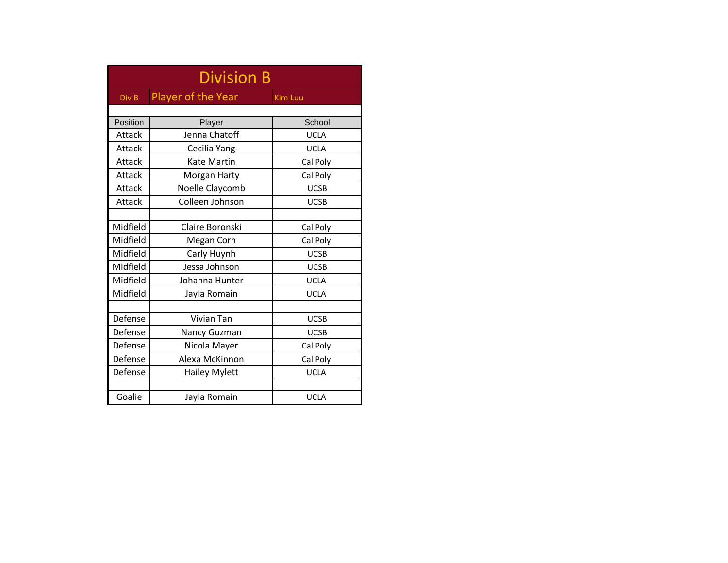# Division B

| Div B | Player of the Year | Kim Luu |
|---|---|---|

| Position | Player | School |
|---|---|---|
| Attack | Jenna Chatoff | UCLA |
| Attack | Cecilia Yang | UCLA |
| Attack | Kate Martin | Cal Poly |
| Attack | Morgan Harty | Cal Poly |
| Attack | Noelle Claycomb | UCSB |
| Attack | Colleen Johnson | UCSB |
| | | |
| Midfield | Claire Boronski | Cal Poly |
| Midfield | Megan Corn | Cal Poly |
| Midfield | Carly Huynh | UCSB |
| Midfield | Jessa Johnson | UCSB |
| Midfield | Johanna Hunter | UCLA |
| Midfield | Jayla Romain | UCLA |
| | | |
| Defense | Vivian Tan | UCSB |
| Defense | Nancy Guzman | UCSB |
| Defense | Nicola Mayer | Cal Poly |
| Defense | Alexa McKinnon | Cal Poly |
| Defense | Hailey Mylett | UCLA |
| | | |
| Goalie | Jayla Romain | UCLA |